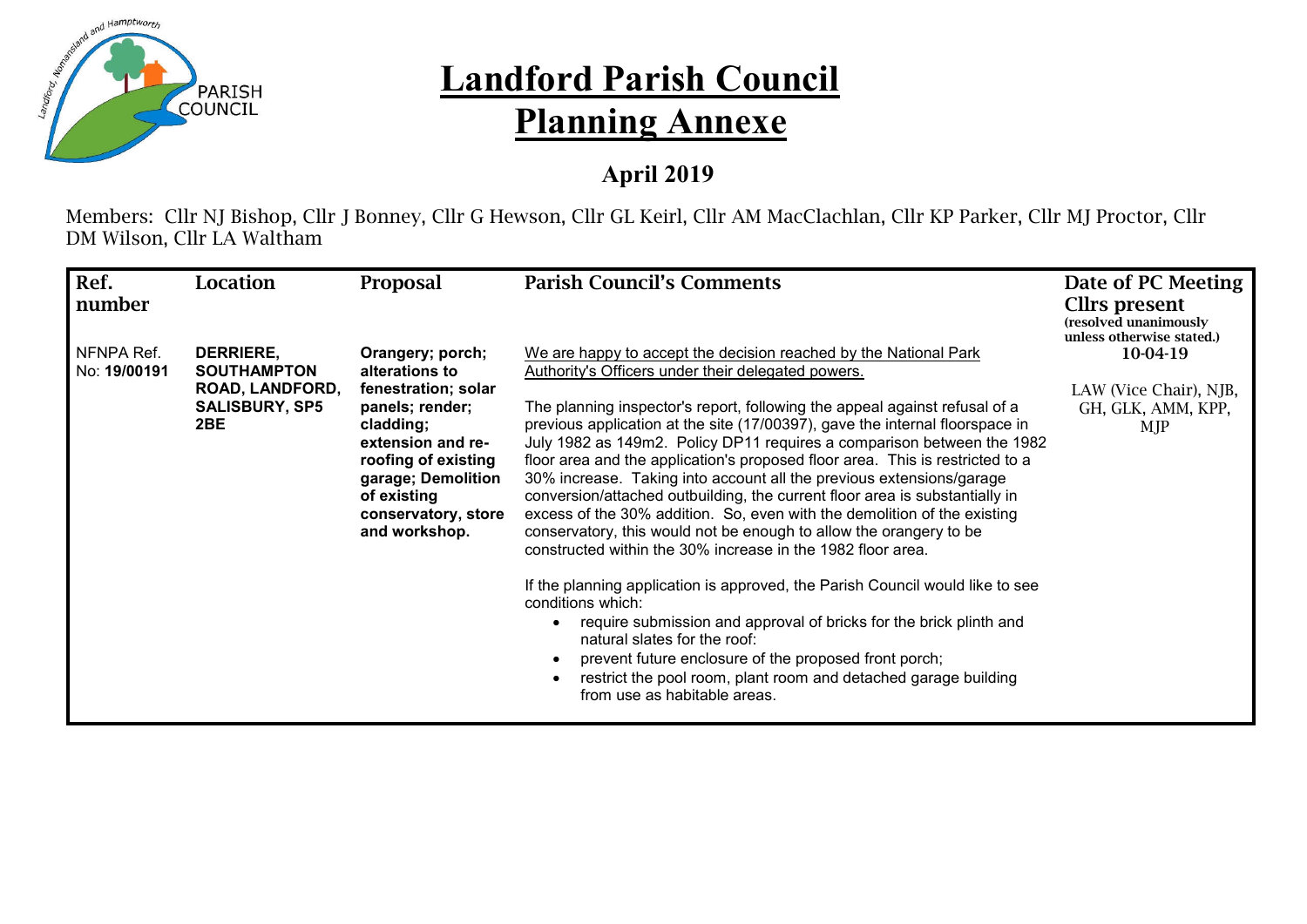# Landford Parish Council

# Planning Annexe

## April 2019

Members: Cllr NJ Bishop, Cllr J Bonney, Cllr G Hewson, Cllr GL Keirl, Cllr AM MacClachlan, Cllr KP Parker, Cllr MJ Proctor, Cllr DM Wilson, Cllr LA Waltham

| Ref. number | Location | Proposal | Parish Council's Comments | Date of PC Meeting Cllrs present (resolved unanimously unless otherwise stated.) |
|---|---|---|---|---|
| NFNPA Ref. No: **19/00191** | **DERRIERE, SOUTHAMPTON ROAD, LANDFORD, SALISBURY, SP5 2BE** | **Orangery; porch; alterations to fenestration; solar panels; render; cladding; extension and re-roofing of existing garage; Demolition of existing conservatory, store and workshop.** | We are happy to accept the decision reached by the National Park Authority's Officers under their delegated powers.<br><br>The planning inspector's report, following the appeal against refusal of a previous application at the site (17/00397), gave the internal floorspace in July 1982 as 149m2. Policy DP11 requires a comparison between the 1982 floor area and the application's proposed floor area. This is restricted to a 30% increase. Taking into account all the previous extensions/garage conversion/attached outbuilding, the current floor area is substantially in excess of the 30% addition. So, even with the demolition of the existing conservatory, this would not be enough to allow the orangery to be constructed within the 30% increase in the 1982 floor area.<br><br>If the planning application is approved, the Parish Council would like to see conditions which:<br>• require submission and approval of bricks for the brick plinth and natural slates for the roof:<br>• prevent future enclosure of the proposed front porch;<br>• restrict the pool room, plant room and detached garage building from use as habitable areas. | 10-04-19<br><br>LAW (Vice Chair), NJB, GH, GLK, AMM, KPP, MJP |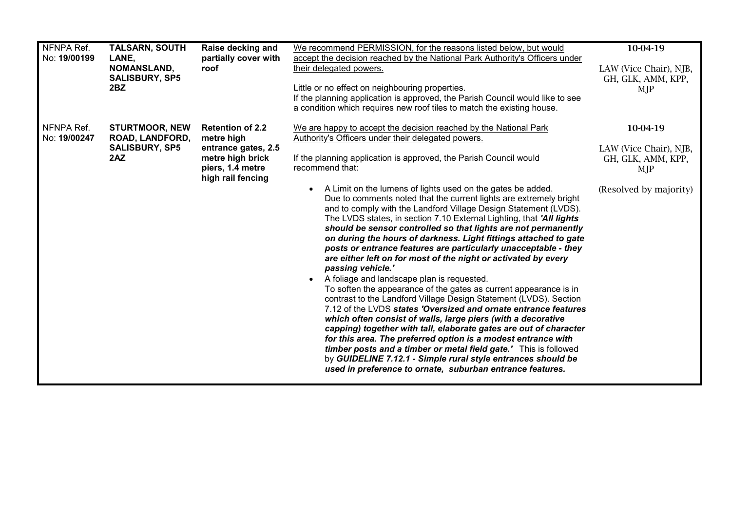| | | | | |
|---|---|---|---|---|
| NFNPA Ref. No: **19/00199** | **TALSARN, SOUTH LANE, NOMANSLAND, SALISBURY, SP5 2BZ** | **Raise decking and partially cover with roof** | We recommend PERMISSION, for the reasons listed below, but would accept the decision reached by the National Park Authority's Officers under their delegated powers.<br><br>Little or no effect on neighbouring properties.<br>If the planning application is approved, the Parish Council would like to see a condition which requires new roof tiles to match the existing house. | 10-04-19<br><br>LAW (Vice Chair), NJB, GH, GLK, AMM, KPP, MJP |
| NFNPA Ref. No: **19/00247** | **STURTMOOR, NEW ROAD, LANDFORD, SALISBURY, SP5 2AZ** | **Retention of 2.2 metre high entrance gates, 2.5 metre high brick piers, 1.4 metre high rail fencing** | We are happy to accept the decision reached by the National Park Authority's Officers under their delegated powers.<br><br>If the planning application is approved, the Parish Council would recommend that:<br><br>• A Limit on the lumens of lights used on the gates be added. Due to comments noted that the current lights are extremely bright and to comply with the Landford Village Design Statement (LVDS). The LVDS states, in section 7.10 External Lighting, that ***'All lights should be sensor controlled so that lights are not permanently on during the hours of darkness. Light fittings attached to gate posts or entrance features are particularly unacceptable - they are either left on for most of the night or activated by every passing vehicle.'***<br>• A foliage and landscape plan is requested. To soften the appearance of the gates as current appearance is in contrast to the Landford Village Design Statement (LVDS). Section 7.12 of the LVDS ***states 'Oversized and ornate entrance features which often consist of walls, large piers (with a decorative capping) together with tall, elaborate gates are out of character for this area. The preferred option is a modest entrance with timber posts and a timber or metal field gate.'*** This is followed by ***GUIDELINE 7.12.1 - Simple rural style entrances should be used in preference to ornate, suburban entrance features.*** | 10-04-19<br><br>LAW (Vice Chair), NJB, GH, GLK, AMM, KPP, MJP<br><br>(Resolved by majority) |